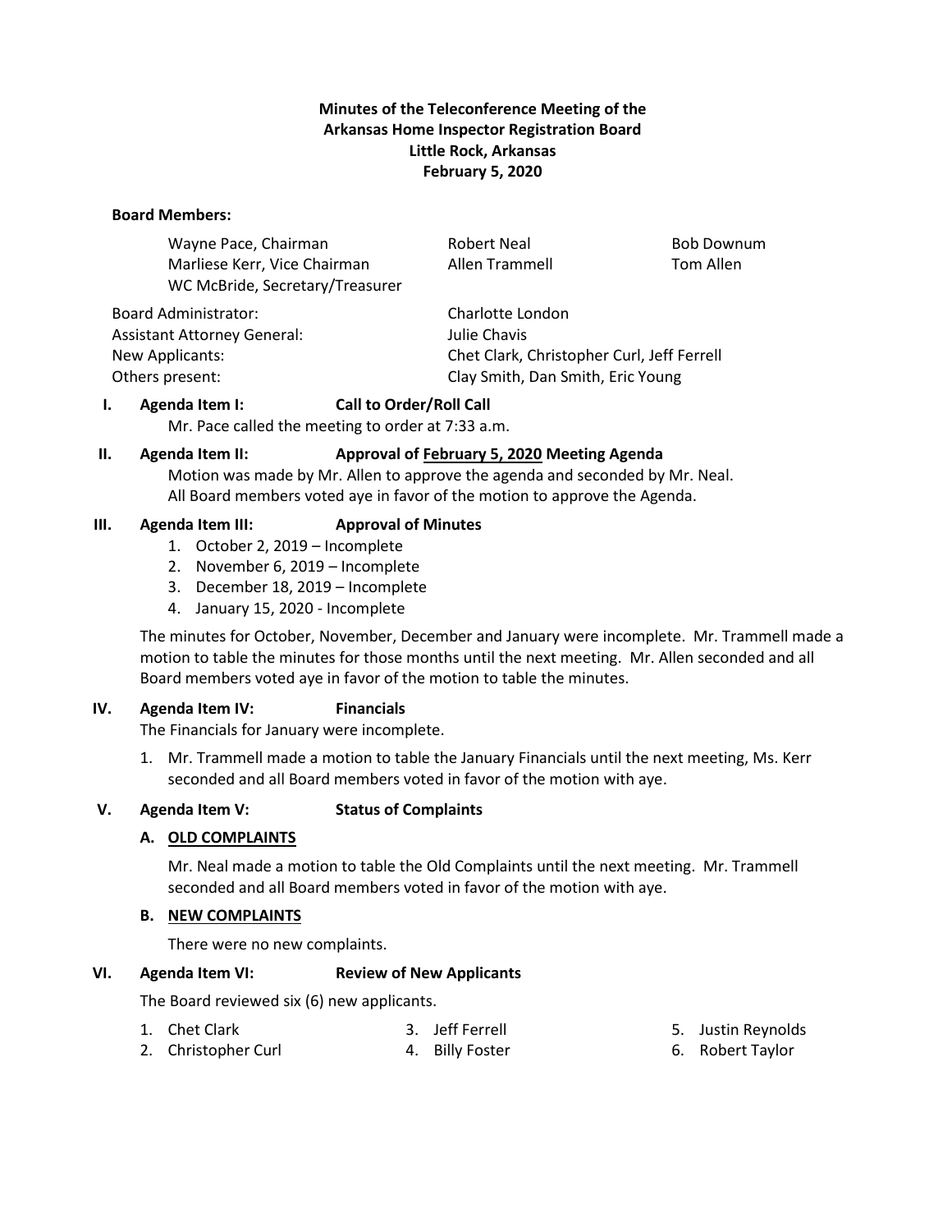# Minutes of the Teleconference Meeting of the Arkansas Home Inspector Registration Board
## Little Rock, Arkansas
## February 5, 2020

**Board Members:**

| | | |
|---|---|---|
| Wayne Pace, Chairman | Robert Neal | Bob Downum |
| Marliese Kerr, Vice Chairman | Allen Trammell | Tom Allen |
| WC McBride, Secretary/Treasurer | | |

| | |
|---|---|
| Board Administrator: | Charlotte London |
| Assistant Attorney General: | Julie Chavis |
| New Applicants: | Chet Clark, Christopher Curl, Jeff Ferrell |
| Others present: | Clay Smith, Dan Smith, Eric Young |

**I. Agenda Item I: Call to Order/Roll Call**

Mr. Pace called the meeting to order at 7:33 a.m.

**II. Agenda Item II: Approval of February 5, 2020 Meeting Agenda**

Motion was made by Mr. Allen to approve the agenda and seconded by Mr. Neal. All Board members voted aye in favor of the motion to approve the Agenda.

**III. Agenda Item III: Approval of Minutes**

1. October 2, 2019 – Incomplete
2. November 6, 2019 – Incomplete
3. December 18, 2019 – Incomplete
4. January 15, 2020 - Incomplete

The minutes for October, November, December and January were incomplete. Mr. Trammell made a motion to table the minutes for those months until the next meeting. Mr. Allen seconded and all Board members voted aye in favor of the motion to table the minutes.

**IV. Agenda Item IV: Financials**

The Financials for January were incomplete.

1. Mr. Trammell made a motion to table the January Financials until the next meeting, Ms. Kerr seconded and all Board members voted in favor of the motion with aye.

**V. Agenda Item V: Status of Complaints**

**A. OLD COMPLAINTS**

Mr. Neal made a motion to table the Old Complaints until the next meeting. Mr. Trammell seconded and all Board members voted in favor of the motion with aye.

**B. NEW COMPLAINTS**

There were no new complaints.

**VI. Agenda Item VI: Review of New Applicants**

The Board reviewed six (6) new applicants.

1. Chet Clark
2. Christopher Curl
3. Jeff Ferrell
4. Billy Foster
5. Justin Reynolds
6. Robert Taylor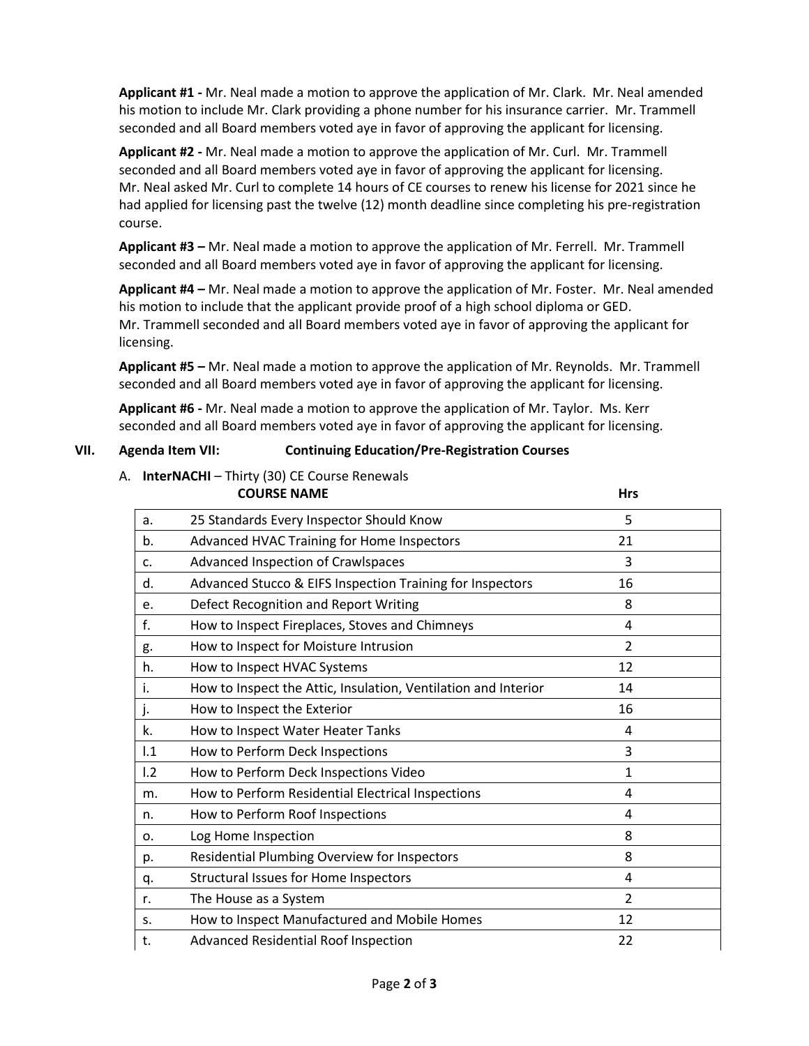**Applicant #1 -** Mr. Neal made a motion to approve the application of Mr. Clark. Mr. Neal amended his motion to include Mr. Clark providing a phone number for his insurance carrier. Mr. Trammell seconded and all Board members voted aye in favor of approving the applicant for licensing.

**Applicant #2 -** Mr. Neal made a motion to approve the application of Mr. Curl. Mr. Trammell seconded and all Board members voted aye in favor of approving the applicant for licensing. Mr. Neal asked Mr. Curl to complete 14 hours of CE courses to renew his license for 2021 since he had applied for licensing past the twelve (12) month deadline since completing his pre-registration course.

**Applicant #3 –** Mr. Neal made a motion to approve the application of Mr. Ferrell. Mr. Trammell seconded and all Board members voted aye in favor of approving the applicant for licensing.

**Applicant #4 –** Mr. Neal made a motion to approve the application of Mr. Foster. Mr. Neal amended his motion to include that the applicant provide proof of a high school diploma or GED. Mr. Trammell seconded and all Board members voted aye in favor of approving the applicant for licensing.

**Applicant #5 –** Mr. Neal made a motion to approve the application of Mr. Reynolds. Mr. Trammell seconded and all Board members voted aye in favor of approving the applicant for licensing.

**Applicant #6 -** Mr. Neal made a motion to approve the application of Mr. Taylor. Ms. Kerr seconded and all Board members voted aye in favor of approving the applicant for licensing.

## VII. Agenda Item VII: Continuing Education/Pre-Registration Courses

A. **InterNACHI** – Thirty (30) CE Course Renewals

| | COURSE NAME | Hrs |
|---|---|---|
| a. | 25 Standards Every Inspector Should Know | 5 |
| b. | Advanced HVAC Training for Home Inspectors | 21 |
| c. | Advanced Inspection of Crawlspaces | 3 |
| d. | Advanced Stucco & EIFS Inspection Training for Inspectors | 16 |
| e. | Defect Recognition and Report Writing | 8 |
| f. | How to Inspect Fireplaces, Stoves and Chimneys | 4 |
| g. | How to Inspect for Moisture Intrusion | 2 |
| h. | How to Inspect HVAC Systems | 12 |
| i. | How to Inspect the Attic, Insulation, Ventilation and Interior | 14 |
| j. | How to Inspect the Exterior | 16 |
| k. | How to Inspect Water Heater Tanks | 4 |
| l.1 | How to Perform Deck Inspections | 3 |
| l.2 | How to Perform Deck Inspections Video | 1 |
| m. | How to Perform Residential Electrical Inspections | 4 |
| n. | How to Perform Roof Inspections | 4 |
| o. | Log Home Inspection | 8 |
| p. | Residential Plumbing Overview for Inspectors | 8 |
| q. | Structural Issues for Home Inspectors | 4 |
| r. | The House as a System | 2 |
| s. | How to Inspect Manufactured and Mobile Homes | 12 |
| t. | Advanced Residential Roof Inspection | 22 |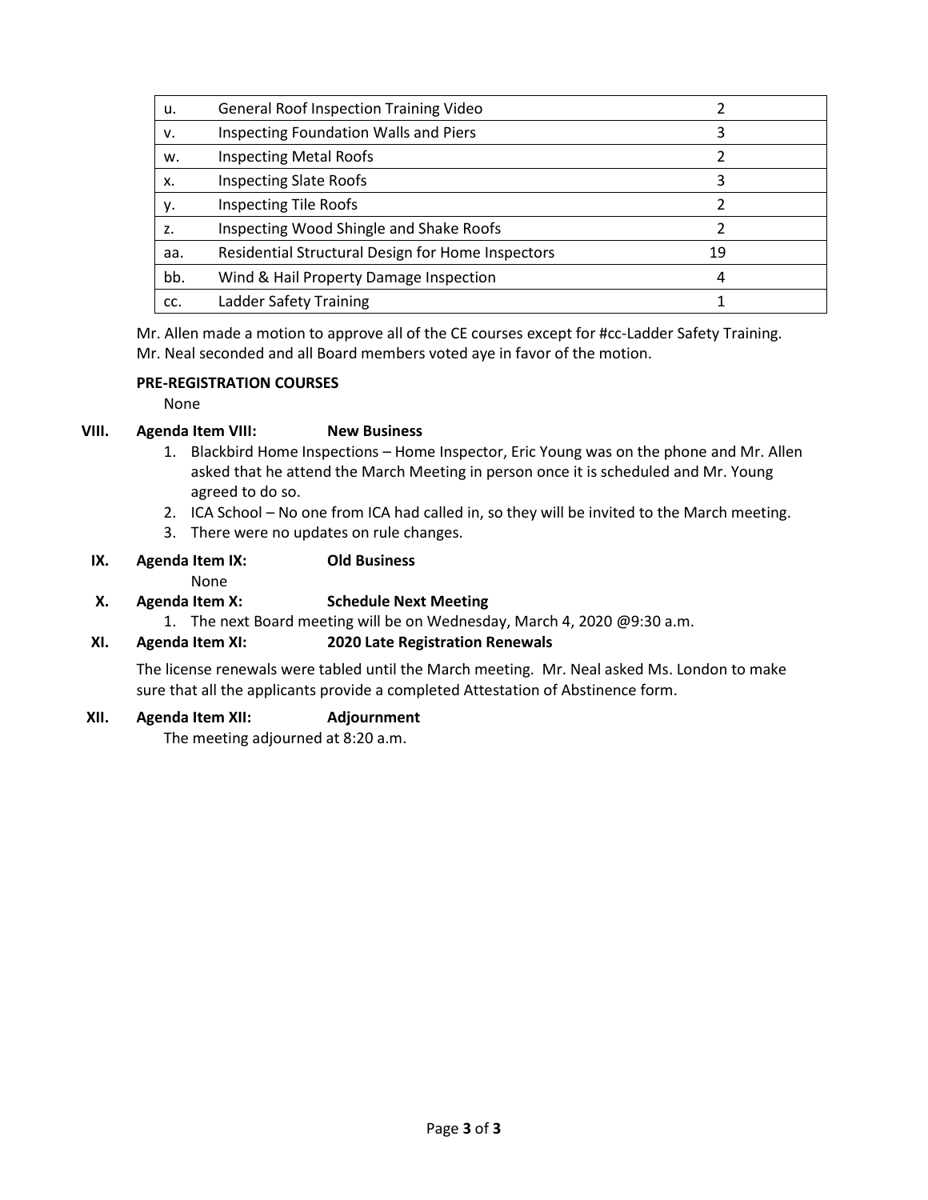| | | |
|---|---|---|
| u. | General Roof Inspection Training Video | 2 |
| v. | Inspecting Foundation Walls and Piers | 3 |
| w. | Inspecting Metal Roofs | 2 |
| x. | Inspecting Slate Roofs | 3 |
| y. | Inspecting Tile Roofs | 2 |
| z. | Inspecting Wood Shingle and Shake Roofs | 2 |
| aa. | Residential Structural Design for Home Inspectors | 19 |
| bb. | Wind & Hail Property Damage Inspection | 4 |
| cc. | Ladder Safety Training | 1 |

Mr. Allen made a motion to approve all of the CE courses except for #cc-Ladder Safety Training. Mr. Neal seconded and all Board members voted aye in favor of the motion.

**PRE-REGISTRATION COURSES**

None

**VIII. Agenda Item VIII: New Business**

1. Blackbird Home Inspections – Home Inspector, Eric Young was on the phone and Mr. Allen asked that he attend the March Meeting in person once it is scheduled and Mr. Young agreed to do so.
2. ICA School – No one from ICA had called in, so they will be invited to the March meeting.
3. There were no updates on rule changes.

**IX. Agenda Item IX: Old Business**

None

**X. Agenda Item X: Schedule Next Meeting**

1. The next Board meeting will be on Wednesday, March 4, 2020 @9:30 a.m.

**XI. Agenda Item XI: 2020 Late Registration Renewals**

The license renewals were tabled until the March meeting. Mr. Neal asked Ms. London to make sure that all the applicants provide a completed Attestation of Abstinence form.

**XII. Agenda Item XII: Adjournment**

The meeting adjourned at 8:20 a.m.